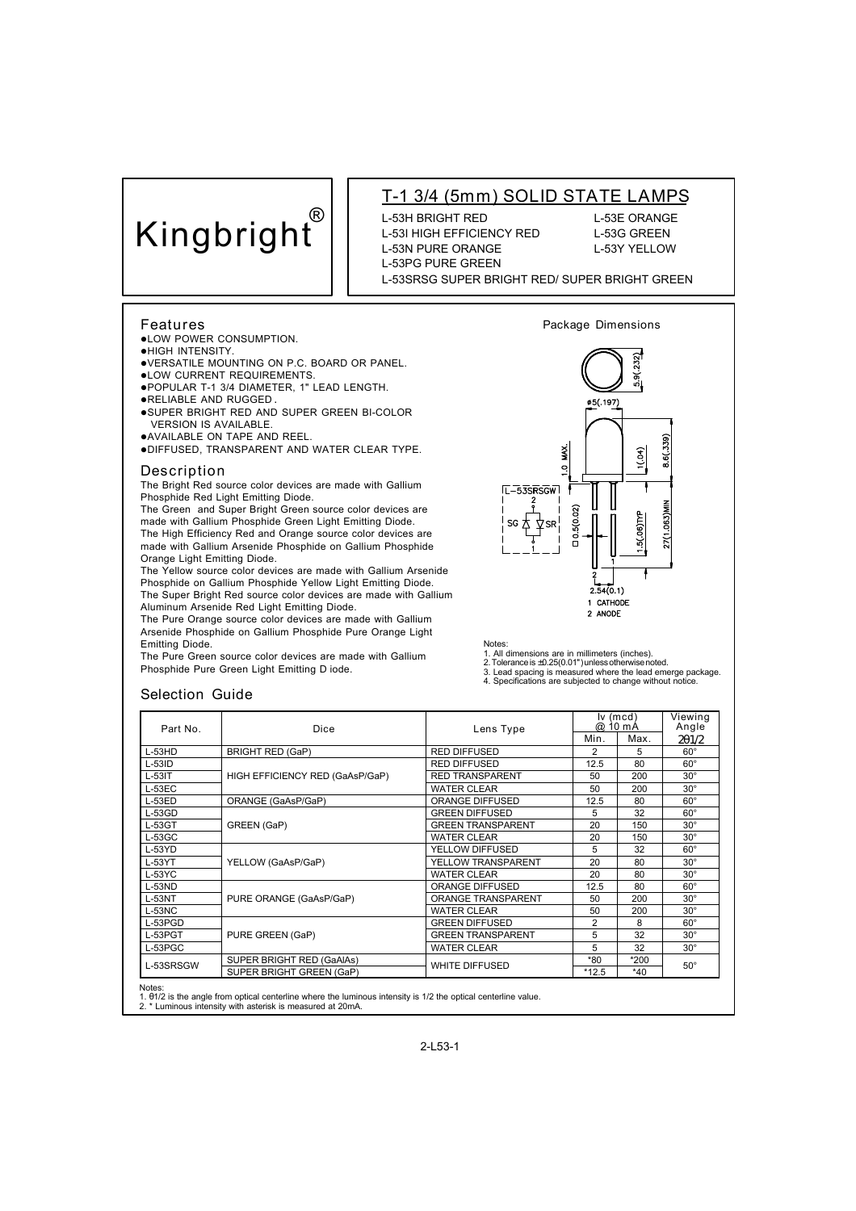Kingbright®

# T-1 3/4 (5mm) SOLID STATE LAMPS

L-53H BRIGHT RED
L-53I HIGH EFFICIENCY RED
L-53N PURE ORANGE
L-53PG PURE GREEN
L-53E ORANGE
L-53G GREEN
L-53Y YELLOW
L-53SRSG SUPER BRIGHT RED/ SUPER BRIGHT GREEN

## Features

- LOW POWER CONSUMPTION.
- HIGH INTENSITY.
- VERSATILE MOUNTING ON P.C. BOARD OR PANEL.
- LOW CURRENT REQUIREMENTS.
- POPULAR T-1 3/4 DIAMETER, 1" LEAD LENGTH.
- RELIABLE AND RUGGED.
- SUPER BRIGHT RED AND SUPER GREEN BI-COLOR VERSION IS AVAILABLE.
- AVAILABLE ON TAPE AND REEL.
- DIFFUSED, TRANSPARENT AND WATER CLEAR TYPE.

## Description

The Bright Red source color devices are made with Gallium Phosphide Red Light Emitting Diode.
The Green and Super Bright Green source color devices are made with Gallium Phosphide Green Light Emitting Diode.
The High Efficiency Red and Orange source color devices are made with Gallium Arsenide Phosphide on Gallium Phosphide Orange Light Emitting Diode.
The Yellow source color devices are made with Gallium Arsenide Phosphide on Gallium Phosphide Yellow Light Emitting Diode.
The Super Bright Red source color devices are made with Gallium Aluminum Arsenide Red Light Emitting Diode.
The Pure Orange source color devices are made with Gallium Arsenide Phosphide on Gallium Phosphide Pure Orange Light Emitting Diode.
The Pure Green source color devices are made with Gallium Phosphide Pure Green Light Emitting D iode.

## Package Dimensions

L-53SRSGW: SG / SR; 1 CATHODE, 2 ANODE

Notes:
1. All dimensions are in millimeters (inches).
2. Tolerance is ±0.25(0.01") unless otherwise noted.
3. Lead spacing is measured where the lead emerge package.
4. Specifications are subjected to change without notice.

## Selection Guide

| Part No. | Dice | Lens Type | Iv (mcd) @ 10 mA | | Viewing Angle |
|---|---|---|---|---|---|
| | | | Min. | Max. | 2θ1/2 |
| L-53HD | BRIGHT RED (GaP) | RED DIFFUSED | 2 | 5 | 60° |
| L-53ID | HIGH EFFICIENCY RED (GaAsP/GaP) | RED DIFFUSED | 12.5 | 80 | 60° |
| L-53IT | | RED TRANSPARENT | 50 | 200 | 30° |
| L-53EC | | WATER CLEAR | 50 | 200 | 30° |
| L-53ED | ORANGE (GaAsP/GaP) | ORANGE DIFFUSED | 12.5 | 80 | 60° |
| L-53GD | GREEN (GaP) | GREEN DIFFUSED | 5 | 32 | 60° |
| L-53GT | | GREEN TRANSPARENT | 20 | 150 | 30° |
| L-53GC | | WATER CLEAR | 20 | 150 | 30° |
| L-53YD | YELLOW (GaAsP/GaP) | YELLOW DIFFUSED | 5 | 32 | 60° |
| L-53YT | | YELLOW TRANSPARENT | 20 | 80 | 30° |
| L-53YC | | WATER CLEAR | 20 | 80 | 30° |
| L-53ND | PURE ORANGE (GaAsP/GaP) | ORANGE DIFFUSED | 12.5 | 80 | 60° |
| L-53NT | | ORANGE TRANSPARENT | 50 | 200 | 30° |
| L-53NC | | WATER CLEAR | 50 | 200 | 30° |
| L-53PGD | PURE GREEN (GaP) | GREEN DIFFUSED | 2 | 8 | 60° |
| L-53PGT | | GREEN TRANSPARENT | 5 | 32 | 30° |
| L-53PGC | | WATER CLEAR | 5 | 32 | 30° |
| L-53SRSGW | SUPER BRIGHT RED (GaAlAs) | WHITE DIFFUSED | *80 | *200 | 50° |
| | SUPER BRIGHT GREEN (GaP) | | *12.5 | *40 | |

Notes:
1. θ1/2 is the angle from optical centerline where the luminous intensity is 1/2 the optical centerline value.
2. * Luminous intensity with asterisk is measured at 20mA.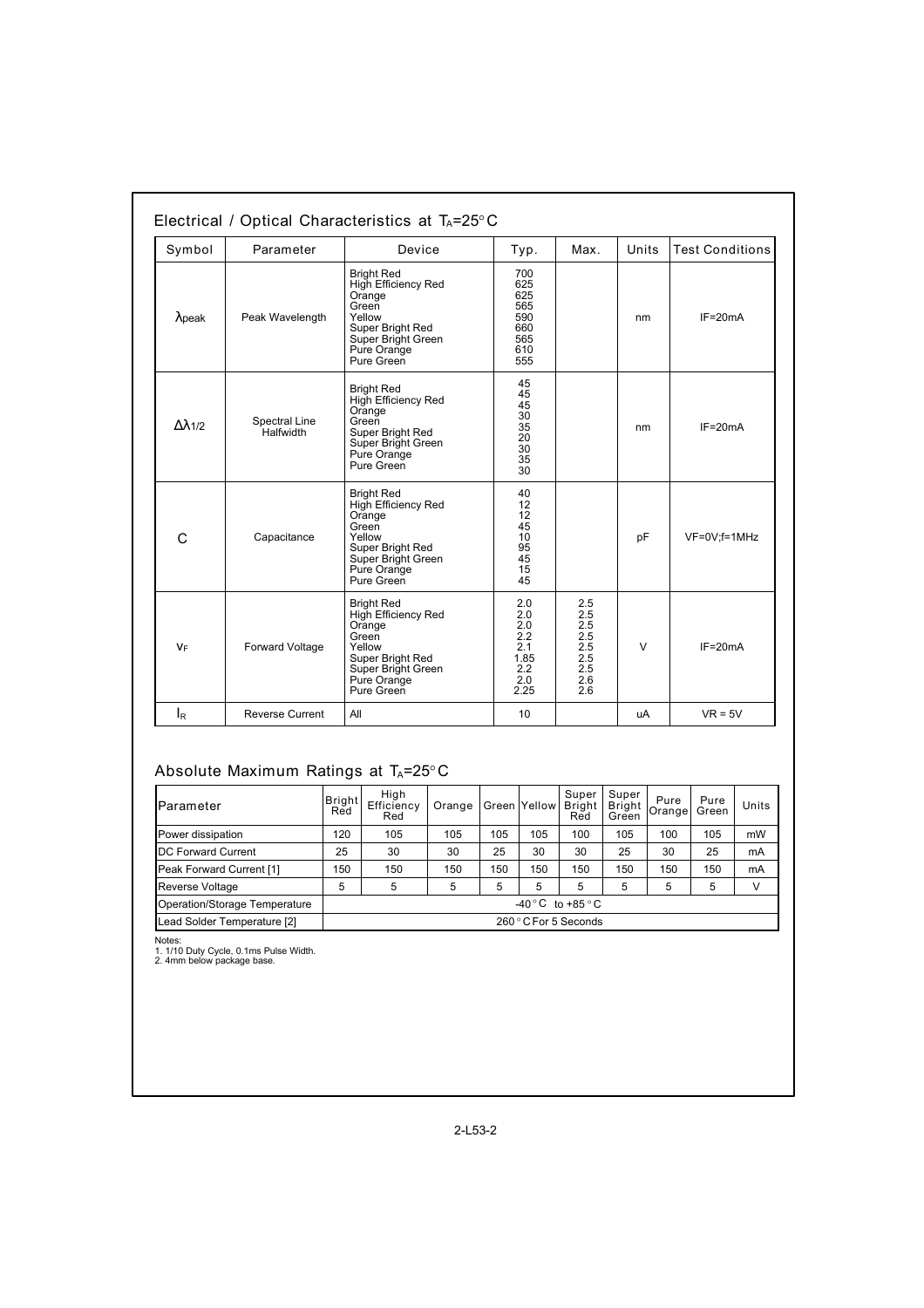## Electrical / Optical Characteristics at $T_A$=25°C

| Symbol | Parameter | Device | Typ. | Max. | Units | Test Conditions |
|---|---|---|---|---|---|---|
| $\lambda$peak | Peak Wavelength | Bright Red<br>High Efficiency Red<br>Orange<br>Green<br>Yellow<br>Super Bright Red<br>Super Bright Green<br>Pure Orange<br>Pure Green | 700<br>625<br>625<br>565<br>590<br>660<br>565<br>610<br>555 | | nm | IF=20mA |
| $\Delta\lambda_{1/2}$ | Spectral Line Halfwidth | Bright Red<br>High Efficiency Red<br>Orange<br>Green<br>Super Bright Red<br>Super Bright Green<br>Pure Orange<br>Pure Green | 45<br>45<br>45<br>30<br>35<br>20<br>30<br>35<br>30 | | nm | IF=20mA |
| C | Capacitance | Bright Red<br>High Efficiency Red<br>Orange<br>Green<br>Yellow<br>Super Bright Red<br>Super Bright Green<br>Pure Orange<br>Pure Green | 40<br>12<br>12<br>45<br>10<br>95<br>45<br>15<br>45 | | pF | VF=0V;f=1MHz |
| $V_F$ | Forward Voltage | Bright Red<br>High Efficiency Red<br>Orange<br>Green<br>Yellow<br>Super Bright Red<br>Super Bright Green<br>Pure Orange<br>Pure Green | 2.0<br>2.0<br>2.0<br>2.2<br>2.1<br>1.85<br>2.2<br>2.0<br>2.25 | 2.5<br>2.5<br>2.5<br>2.5<br>2.5<br>2.5<br>2.5<br>2.6<br>2.6 | V | IF=20mA |
| $I_R$ | Reverse Current | All | 10 | | uA | VR = 5V |

## Absolute Maximum Ratings at $T_A$=25°C

| Parameter | Bright Red | High Efficiency Red | Orange | Green | Yellow | Super Bright Red | Super Bright Green | Pure Orange | Pure Green | Units |
|---|---|---|---|---|---|---|---|---|---|---|
| Power dissipation | 120 | 105 | 105 | 105 | 105 | 100 | 105 | 100 | 105 | mW |
| DC Forward Current | 25 | 30 | 30 | 25 | 30 | 30 | 25 | 30 | 25 | mA |
| Peak Forward Current [1] | 150 | 150 | 150 | 150 | 150 | 150 | 150 | 150 | 150 | mA |
| Reverse Voltage | 5 | 5 | 5 | 5 | 5 | 5 | 5 | 5 | 5 | V |
| Operation/Storage Temperature | -40°C to +85°C | | | | | | | | | |
| Lead Solder Temperature [2] | 260°C For 5 Seconds | | | | | | | | | |

Notes:
1. 1/10 Duty Cycle, 0.1ms Pulse Width.
2. 4mm below package base.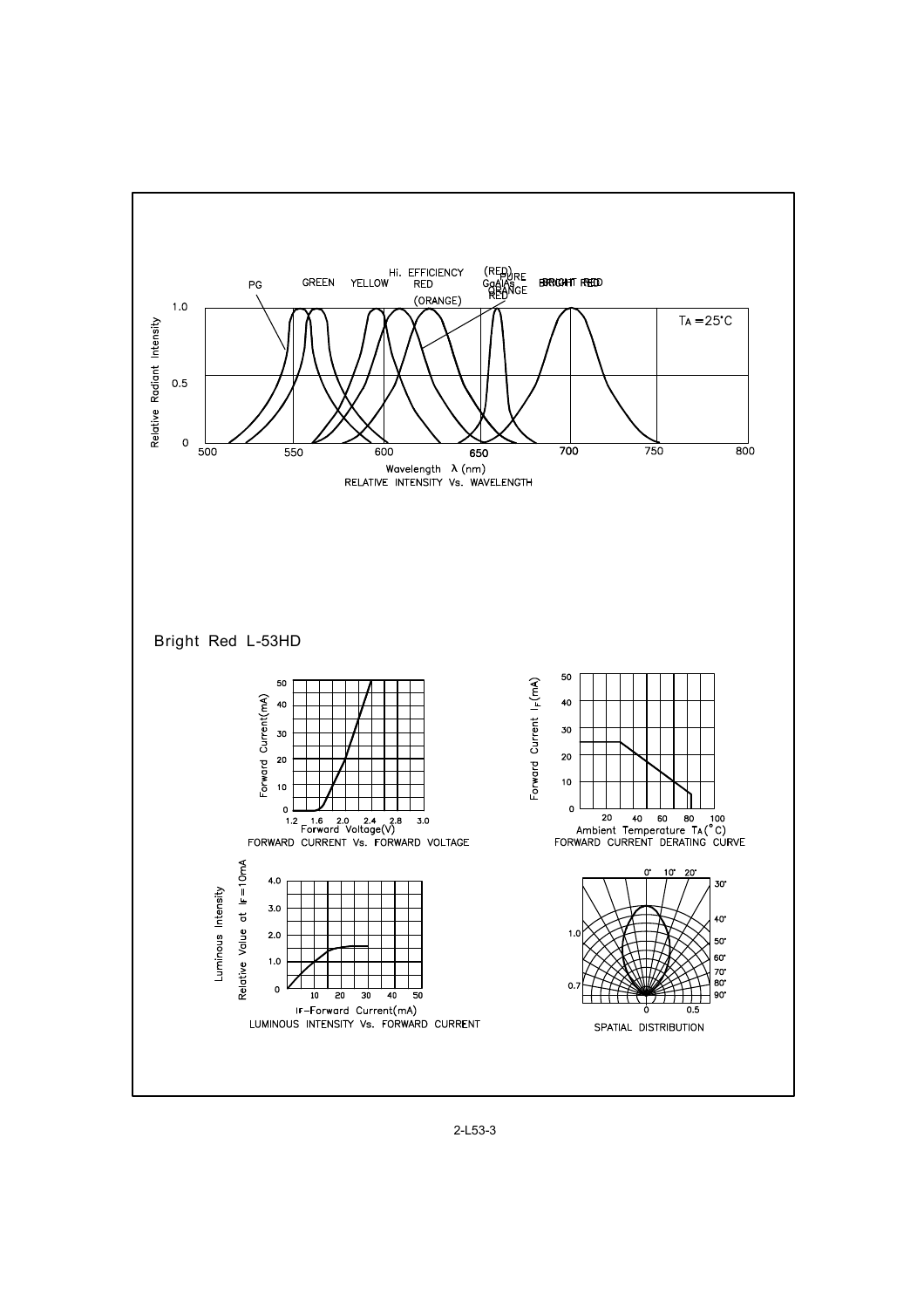RELATIVE INTENSITY Vs. WAVELENGTH

## Bright Red L-53HD

FORWARD CURRENT Vs. FORWARD VOLTAGE

FORWARD CURRENT DERATING CURVE

LUMINOUS INTENSITY Vs. FORWARD CURRENT

SPATIAL DISTRIBUTION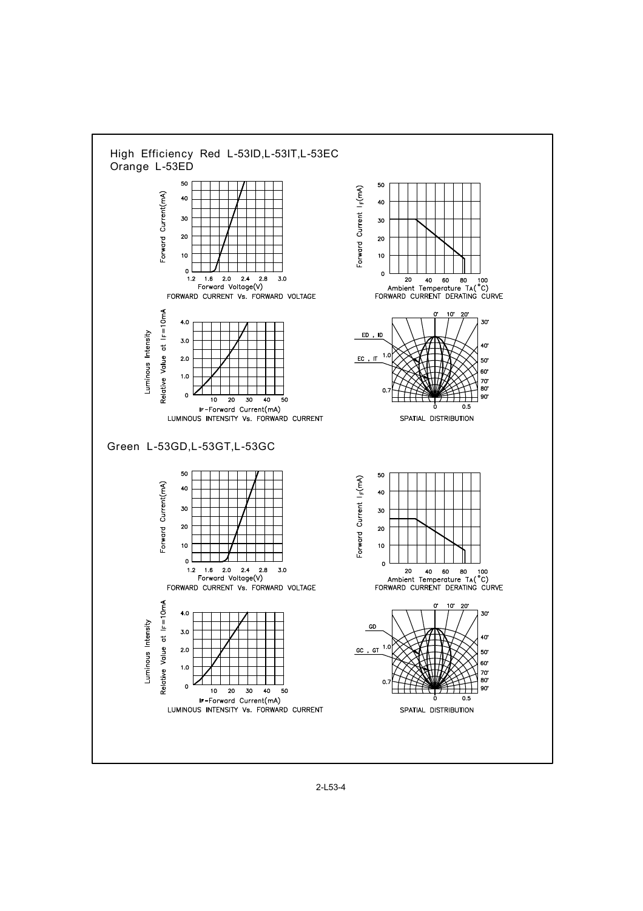## High Efficiency Red L-53ID,L-53IT,L-53EC
## Orange L-53ED

FORWARD CURRENT Vs. FORWARD VOLTAGE

FORWARD CURRENT DERATING CURVE

LUMINOUS INTENSITY Vs. FORWARD CURRENT

SPATIAL DISTRIBUTION

## Green L-53GD,L-53GT,L-53GC

FORWARD CURRENT Vs. FORWARD VOLTAGE

FORWARD CURRENT DERATING CURVE

LUMINOUS INTENSITY Vs. FORWARD CURRENT

SPATIAL DISTRIBUTION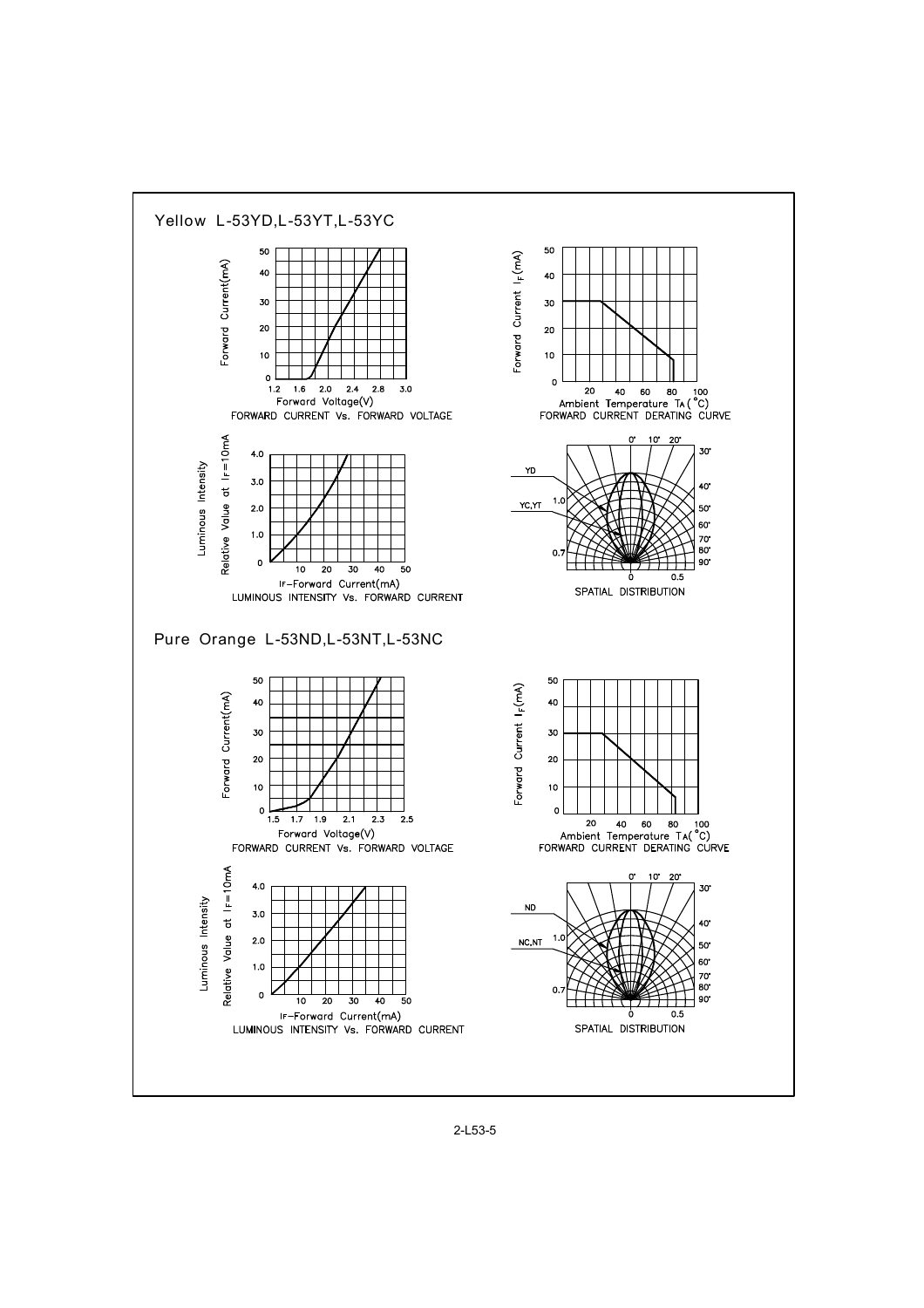## Yellow L-53YD,L-53YT,L-53YC

FORWARD CURRENT Vs. FORWARD VOLTAGE

FORWARD CURRENT DERATING CURVE

LUMINOUS INTENSITY Vs. FORWARD CURRENT

SPATIAL DISTRIBUTION

## Pure Orange L-53ND,L-53NT,L-53NC

FORWARD CURRENT Vs. FORWARD VOLTAGE

FORWARD CURRENT DERATING CURVE

LUMINOUS INTENSITY Vs. FORWARD CURRENT

SPATIAL DISTRIBUTION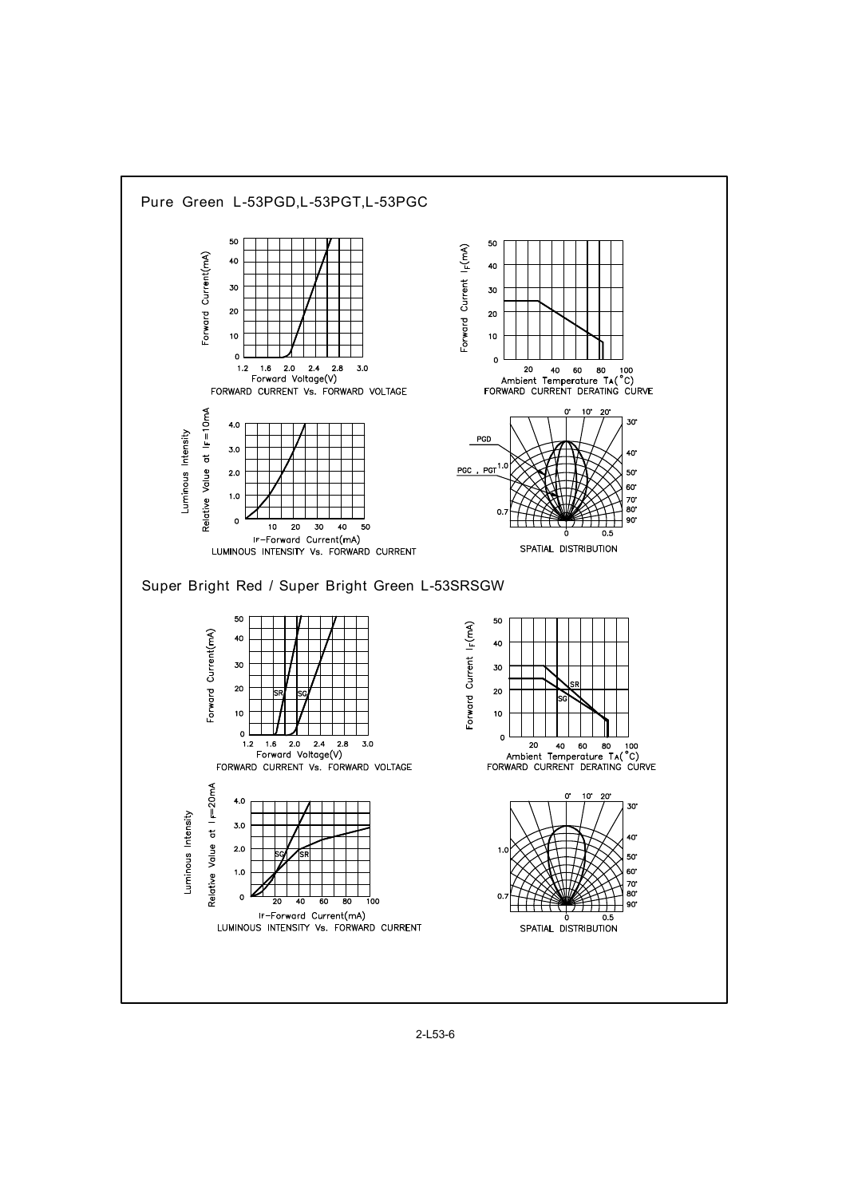## Pure Green L-53PGD,L-53PGT,L-53PGC

Forward Current(mA)

50
40
30
20
10
0

1.2 1.6 2.0 2.4 2.8 3.0

Forward Voltage(V)

FORWARD CURRENT Vs. FORWARD VOLTAGE

Forward Current $I_F$(mA)

50
40
30
20
10
0

20 40 60 80 100

Ambient Temperature $T_A$(°C)

FORWARD CURRENT DERATING CURVE

Luminous Intensity Relative Value at $I_F$=10mA

4.0
3.0
2.0
1.0
0

10 20 30 40 50

$I_F$–Forward Current(mA)

LUMINOUS INTENSITY Vs. FORWARD CURRENT

0° 10° 20° 30° 40° 50° 60° 70° 80° 90°

PGD

PGC , PGT

1.0

0.7

0 0.5

SPATIAL DISTRIBUTION

## Super Bright Red / Super Bright Green L-53SRSGW

Forward Current(mA)

50
40
30
20
10
0

1.2 1.6 2.0 2.4 2.8 3.0

SR SG

Forward Voltage(V)

FORWARD CURRENT Vs. FORWARD VOLTAGE

Forward Current $I_F$(mA)

50
40
30
20
10
0

20 40 60 80 100

SR SG

Ambient Temperature $T_A$(°C)

FORWARD CURRENT DERATING CURVE

Luminous Intensity Relative Value at $I_F$=20mA

4.0
3.0
2.0
1.0
0

20 40 60 80 100

SG SR

$I_F$–Forward Current(mA)

LUMINOUS INTENSITY Vs. FORWARD CURRENT

0° 10° 20° 30° 40° 50° 60° 70° 80° 90°

1.0

0.7

0 0.5

SPATIAL DISTRIBUTION